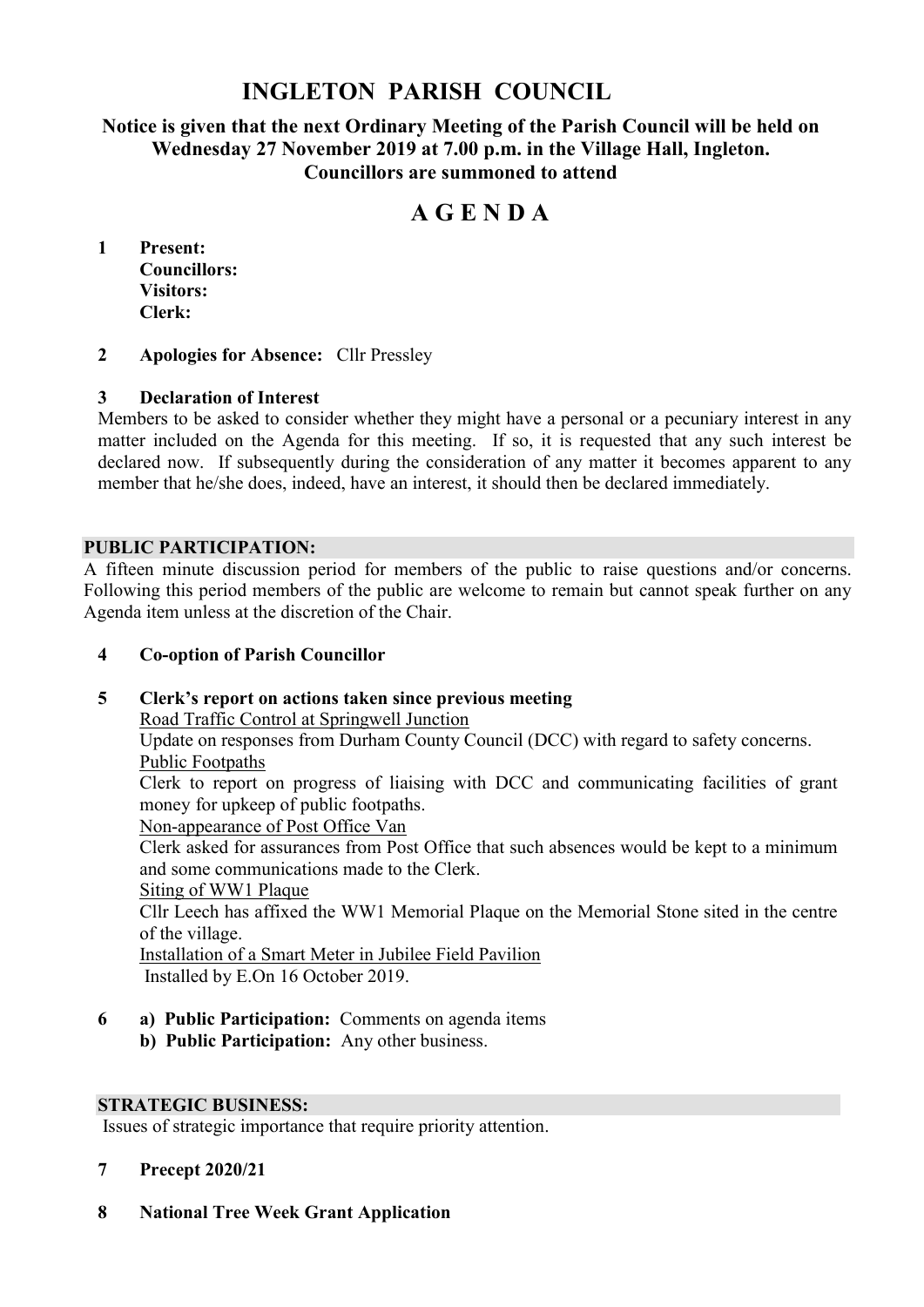# INGLETON PARISH COUNCIL

**Notice is given that the next Ordinary Meeting of the Parish Council will be held on Wednesday 27 November 2019 at 7.00 p.m. in the Village Hall, Ingleton. Councillors are summoned to attend**

## A G E N D A

**1 Present:**
**Councillors:**
**Visitors:**
**Clerk:**

**2 Apologies for Absence:** Cllr Pressley

**3 Declaration of Interest**

Members to be asked to consider whether they might have a personal or a pecuniary interest in any matter included on the Agenda for this meeting. If so, it is requested that any such interest be declared now. If subsequently during the consideration of any matter it becomes apparent to any member that he/she does, indeed, have an interest, it should then be declared immediately.

**PUBLIC PARTICIPATION:**

A fifteen minute discussion period for members of the public to raise questions and/or concerns. Following this period members of the public are welcome to remain but cannot speak further on any Agenda item unless at the discretion of the Chair.

**4 Co-option of Parish Councillor**

**5 Clerk's report on actions taken since previous meeting**

Road Traffic Control at Springwell Junction

Update on responses from Durham County Council (DCC) with regard to safety concerns.

Public Footpaths

Clerk to report on progress of liaising with DCC and communicating facilities of grant money for upkeep of public footpaths.

Non-appearance of Post Office Van

Clerk asked for assurances from Post Office that such absences would be kept to a minimum and some communications made to the Clerk.

Siting of WW1 Plaque

Cllr Leech has affixed the WW1 Memorial Plaque on the Memorial Stone sited in the centre of the village.

Installation of a Smart Meter in Jubilee Field Pavilion

Installed by E.On 16 October 2019.

**6 a) Public Participation:** Comments on agenda items
**b) Public Participation:** Any other business.

**STRATEGIC BUSINESS:**

Issues of strategic importance that require priority attention.

**7 Precept 2020/21**

**8 National Tree Week Grant Application**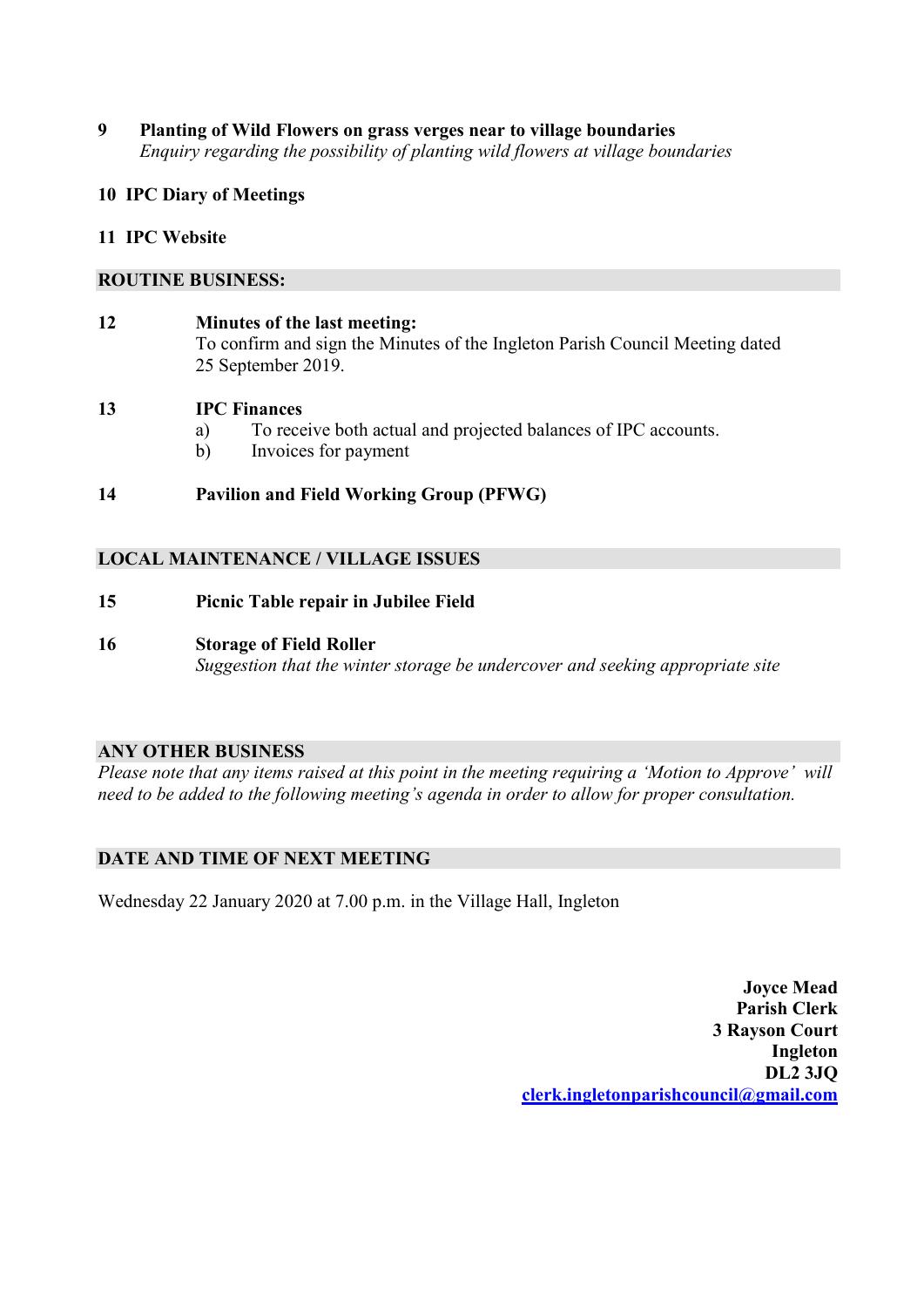**9 Planting of Wild Flowers on grass verges near to village boundaries**
*Enquiry regarding the possibility of planting wild flowers at village boundaries*

**10 IPC Diary of Meetings**

**11 IPC Website**

## ROUTINE BUSINESS:

**12 Minutes of the last meeting:**
To confirm and sign the Minutes of the Ingleton Parish Council Meeting dated 25 September 2019.

**13 IPC Finances**

a) To receive both actual and projected balances of IPC accounts.
b) Invoices for payment

**14 Pavilion and Field Working Group (PFWG)**

## LOCAL MAINTENANCE / VILLAGE ISSUES

**15 Picnic Table repair in Jubilee Field**

**16 Storage of Field Roller**
*Suggestion that the winter storage be undercover and seeking appropriate site*

## ANY OTHER BUSINESS

*Please note that any items raised at this point in the meeting requiring a 'Motion to Approve' will need to be added to the following meeting's agenda in order to allow for proper consultation.*

## DATE AND TIME OF NEXT MEETING

Wednesday 22 January 2020 at 7.00 p.m. in the Village Hall, Ingleton

**Joyce Mead**
**Parish Clerk**
**3 Rayson Court**
**Ingleton**
**DL2 3JQ**
**clerk.ingletonparishcouncil@gmail.com**